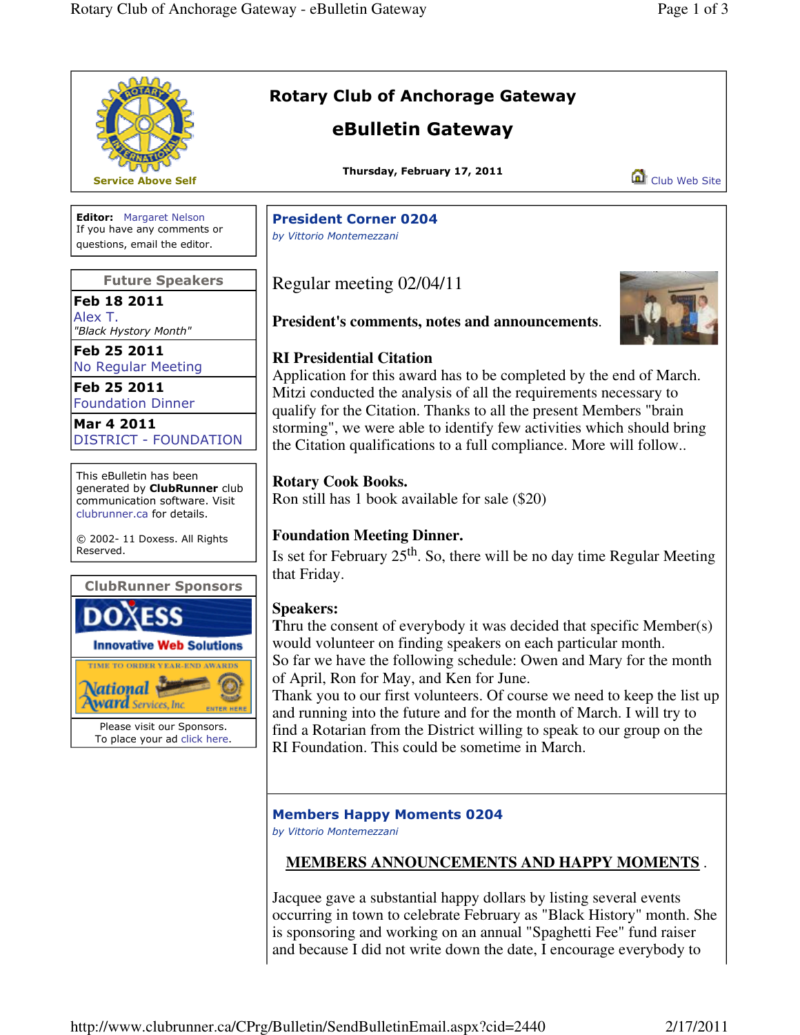Service Above Self

# Rotary Club of Anchorage Gateway

## eBulletin Gateway

**Thursday, February 17, 2011**

Club Web Site

**Editor:** Margaret Nelson
If you have any comments or questions, email the editor.

| Future Speakers |
|---|
| **Feb 18 2011**<br>Alex T.<br>*"Black Hystory Month"* |
| **Feb 25 2011**<br>No Regular Meeting |
| **Feb 25 2011**<br>Foundation Dinner |
| **Mar 4 2011**<br>DISTRICT - FOUNDATION |

This eBulletin has been generated by **ClubRunner** club communication software. Visit clubrunner.ca for details.

© 2002- 11 Doxess. All Rights Reserved.

**ClubRunner Sponsors**

DOXESS Innovative Web Solutions

TIME TO ORDER YEAR-END AWARDS National Award Services, Inc. ENTER HERE

Please visit our Sponsors.
To place your ad click here.

## President Corner 0204

*by Vittorio Montemezzani*

Regular meeting 02/04/11

**President's comments, notes and announcements.**

**RI Presidential Citation**
Application for this award has to be completed by the end of March. Mitzi conducted the analysis of all the requirements necessary to qualify for the Citation. Thanks to all the present Members "brain storming", we were able to identify few activities which should bring the Citation qualifications to a full compliance. More will follow..

**Rotary Cook Books.**
Ron still has 1 book available for sale ($20)

**Foundation Meeting Dinner.**
Is set for February 25th. So, there will be no day time Regular Meeting that Friday.

**Speakers:**
**T**hru the consent of everybody it was decided that specific Member(s) would volunteer on finding speakers on each particular month.
So far we have the following schedule: Owen and Mary for the month of April, Ron for May, and Ken for June.
Thank you to our first volunteers. Of course we need to keep the list up and running into the future and for the month of March. I will try to find a Rotarian from the District willing to speak to our group on the RI Foundation. This could be sometime in March.

## Members Happy Moments 0204

*by Vittorio Montemezzani*

**MEMBERS ANNOUNCEMENTS AND HAPPY MOMENTS** .

Jacquee gave a substantial happy dollars by listing several events occurring in town to celebrate February as "Black History" month. She is sponsoring and working on an annual "Spaghetti Fee" fund raiser and because I did not write down the date, I encourage everybody to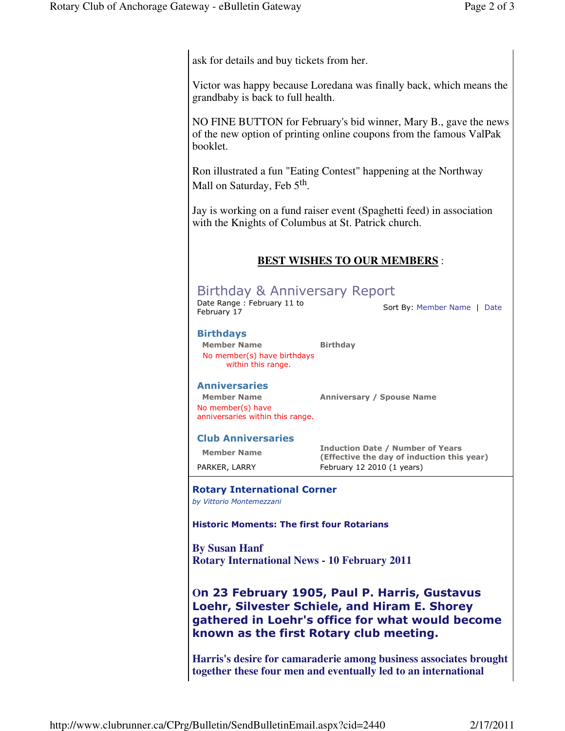ask for details and buy tickets from her.

Victor was happy because Loredana was finally back, which means the grandbaby is back to full health.

NO FINE BUTTON for February's bid winner, Mary B., gave the news of the new option of printing online coupons from the famous ValPak booklet.

Ron illustrated a fun "Eating Contest" happening at the Northway Mall on Saturday, Feb 5th.

Jay is working on a fund raiser event (Spaghetti feed) in association with the Knights of Columbus at St. Patrick church.

**BEST WISHES TO OUR MEMBERS** :

## Birthday & Anniversary Report

Date Range : February 11 to February 17

Sort By: Member Name | Date

### Birthdays

| Member Name | Birthday |
| --- | --- |
| No member(s) have birthdays within this range. | |

### Anniversaries

| Member Name | Anniversary / Spouse Name |
| --- | --- |
| No member(s) have anniversaries within this range. | |

### Club Anniversaries

| Member Name | Induction Date / Number of Years (Effective the day of induction this year) |
| --- | --- |
| PARKER, LARRY | February 12 2010 (1 years) |

### Rotary International Corner

*by Vittorio Montemezzani*

**Historic Moments: The first four Rotarians**

**By Susan Hanf**
**Rotary International News - 10 February 2011**

**On 23 February 1905, Paul P. Harris, Gustavus Loehr, Silvester Schiele, and Hiram E. Shorey gathered in Loehr's office for what would become known as the first Rotary club meeting.**

**Harris's desire for camaraderie among business associates brought together these four men and eventually led to an international**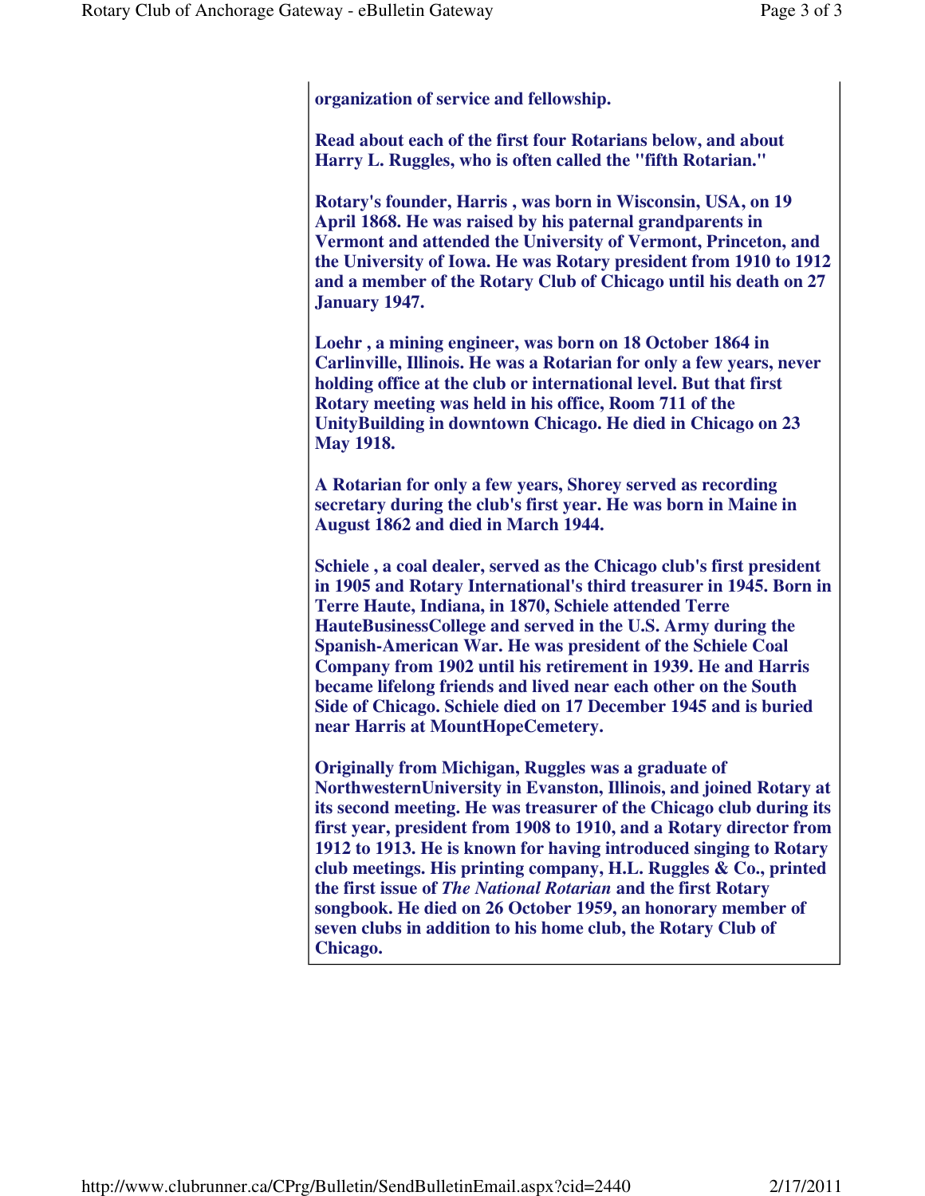**organization of service and fellowship.**

**Read about each of the first four Rotarians below, and about Harry L. Ruggles, who is often called the "fifth Rotarian."**

**Rotary's founder, Harris , was born in Wisconsin, USA, on 19 April 1868. He was raised by his paternal grandparents in Vermont and attended the University of Vermont, Princeton, and the University of Iowa. He was Rotary president from 1910 to 1912 and a member of the Rotary Club of Chicago until his death on 27 January 1947.**

**Loehr , a mining engineer, was born on 18 October 1864 in Carlinville, Illinois. He was a Rotarian for only a few years, never holding office at the club or international level. But that first Rotary meeting was held in his office, Room 711 of the UnityBuilding in downtown Chicago. He died in Chicago on 23 May 1918.**

**A Rotarian for only a few years, Shorey served as recording secretary during the club's first year. He was born in Maine in August 1862 and died in March 1944.**

**Schiele , a coal dealer, served as the Chicago club's first president in 1905 and Rotary International's third treasurer in 1945. Born in Terre Haute, Indiana, in 1870, Schiele attended Terre HauteBusinessCollege and served in the U.S. Army during the Spanish-American War. He was president of the Schiele Coal Company from 1902 until his retirement in 1939. He and Harris became lifelong friends and lived near each other on the South Side of Chicago. Schiele died on 17 December 1945 and is buried near Harris at MountHopeCemetery.**

**Originally from Michigan, Ruggles was a graduate of NorthwesternUniversity in Evanston, Illinois, and joined Rotary at its second meeting. He was treasurer of the Chicago club during its first year, president from 1908 to 1910, and a Rotary director from 1912 to 1913. He is known for having introduced singing to Rotary club meetings. His printing company, H.L. Ruggles & Co., printed the first issue of *The National Rotarian* and the first Rotary songbook. He died on 26 October 1959, an honorary member of seven clubs in addition to his home club, the Rotary Club of Chicago.**